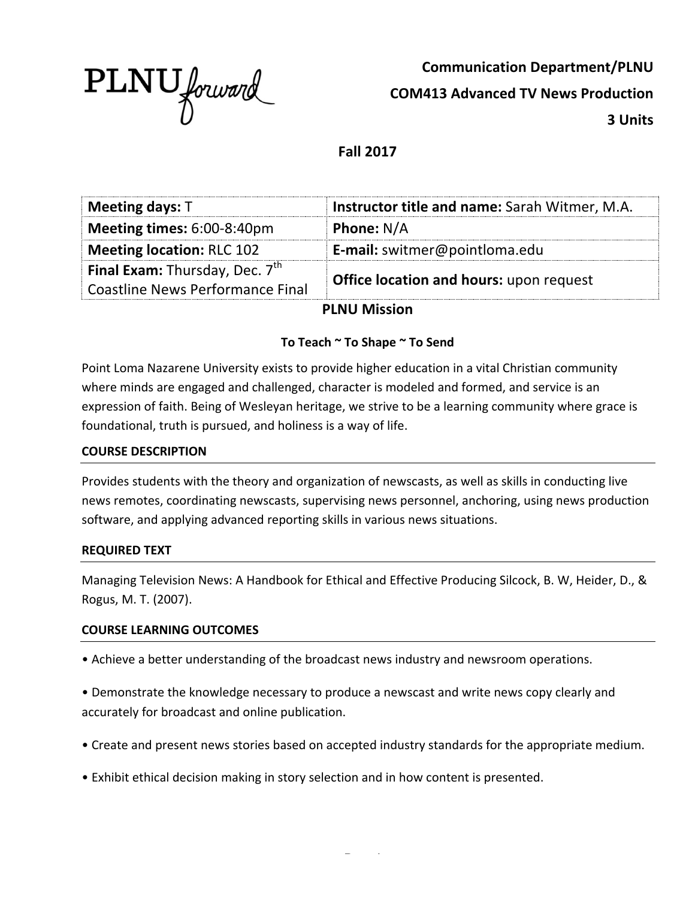PLNU forward

**Communication Department/PLNU**

**COM413 Advanced TV News Production**

**3 Units**

**Fall 2017**

| **Meeting days:** T | **Instructor title and name:** Sarah Witmer, M.A. |
|---|---|
| **Meeting times:** 6:00-8:40pm | **Phone:** N/A |
| **Meeting location:** RLC 102 | **E-mail:** switmer@pointloma.edu |
| **Final Exam:** Thursday, Dec. 7th Coastline News Performance Final | **Office location and hours:** upon request |

## PLNU Mission

**To Teach ~ To Shape ~ To Send**

Point Loma Nazarene University exists to provide higher education in a vital Christian community where minds are engaged and challenged, character is modeled and formed, and service is an expression of faith. Being of Wesleyan heritage, we strive to be a learning community where grace is foundational, truth is pursued, and holiness is a way of life.

### COURSE DESCRIPTION

Provides students with the theory and organization of newscasts, as well as skills in conducting live news remotes, coordinating newscasts, supervising news personnel, anchoring, using news production software, and applying advanced reporting skills in various news situations.

### REQUIRED TEXT

Managing Television News: A Handbook for Ethical and Effective Producing Silcock, B. W, Heider, D., & Rogus, M. T. (2007).

### COURSE LEARNING OUTCOMES

- Achieve a better understanding of the broadcast news industry and newsroom operations.
- Demonstrate the knowledge necessary to produce a newscast and write news copy clearly and accurately for broadcast and online publication.
- Create and present news stories based on accepted industry standards for the appropriate medium.
- Exhibit ethical decision making in story selection and in how content is presented.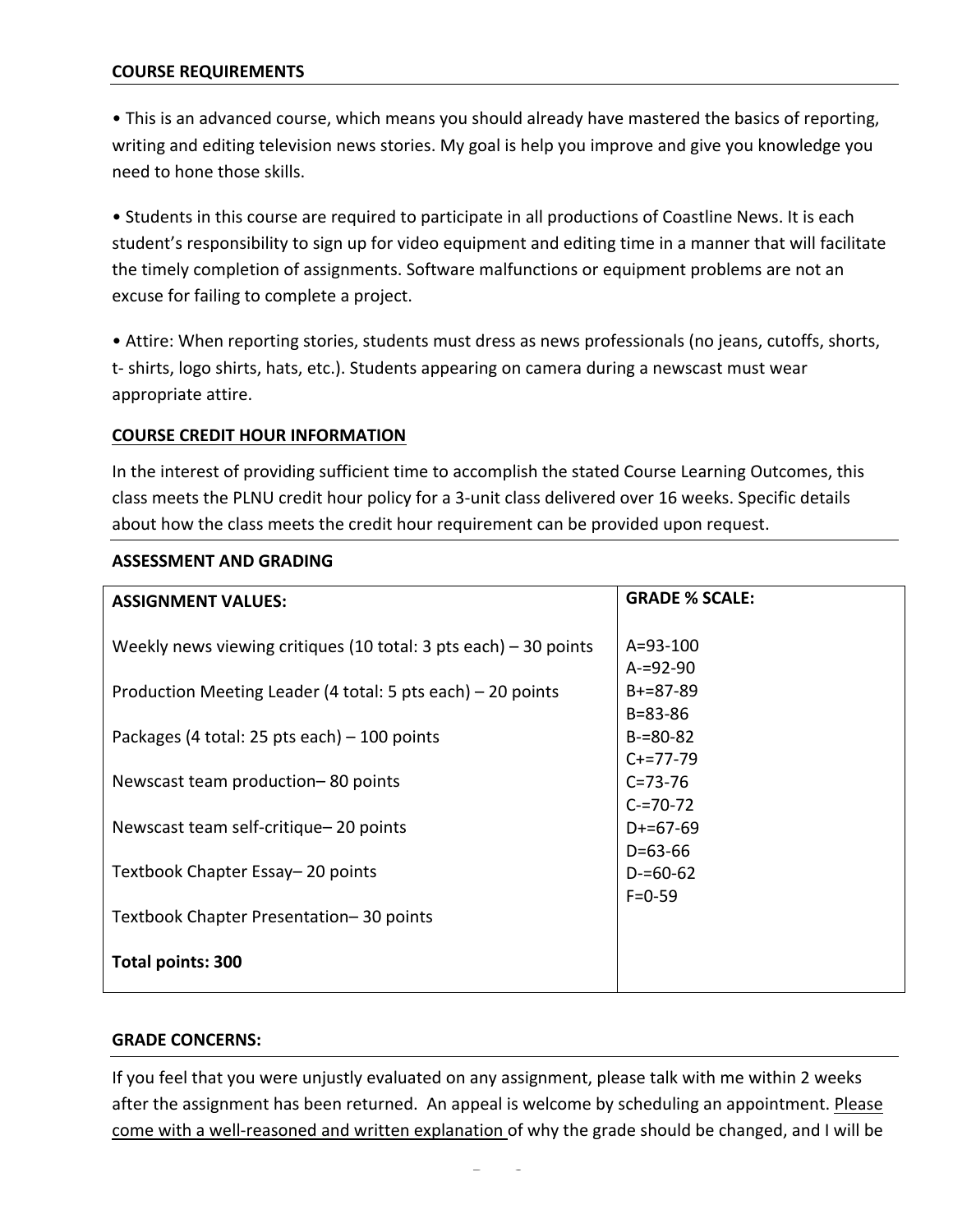**COURSE REQUIREMENTS**

• This is an advanced course, which means you should already have mastered the basics of reporting, writing and editing television news stories. My goal is help you improve and give you knowledge you need to hone those skills.

• Students in this course are required to participate in all productions of Coastline News. It is each student's responsibility to sign up for video equipment and editing time in a manner that will facilitate the timely completion of assignments. Software malfunctions or equipment problems are not an excuse for failing to complete a project.

• Attire: When reporting stories, students must dress as news professionals (no jeans, cutoffs, shorts, t- shirts, logo shirts, hats, etc.). Students appearing on camera during a newscast must wear appropriate attire.

**COURSE CREDIT HOUR INFORMATION**

In the interest of providing sufficient time to accomplish the stated Course Learning Outcomes, this class meets the PLNU credit hour policy for a 3-unit class delivered over 16 weeks. Specific details about how the class meets the credit hour requirement can be provided upon request.

**ASSESSMENT AND GRADING**

| **ASSIGNMENT VALUES:** | **GRADE % SCALE:** |
|---|---|
| Weekly news viewing critiques (10 total: 3 pts each) – 30 points | A=93-100<br>A-=92-90 |
| Production Meeting Leader (4 total: 5 pts each) – 20 points | B+=87-89<br>B=83-86 |
| Packages (4 total: 25 pts each) – 100 points | B-=80-82<br>C+=77-79 |
| Newscast team production– 80 points | C=73-76<br>C-=70-72 |
| Newscast team self-critique– 20 points | D+=67-69<br>D=63-66 |
| Textbook Chapter Essay– 20 points | D-=60-62<br>F=0-59 |
| Textbook Chapter Presentation– 30 points | |
| **Total points: 300** | |

**GRADE CONCERNS:**

If you feel that you were unjustly evaluated on any assignment, please talk with me within 2 weeks after the assignment has been returned. An appeal is welcome by scheduling an appointment. Please come with a well-reasoned and written explanation of why the grade should be changed, and I will be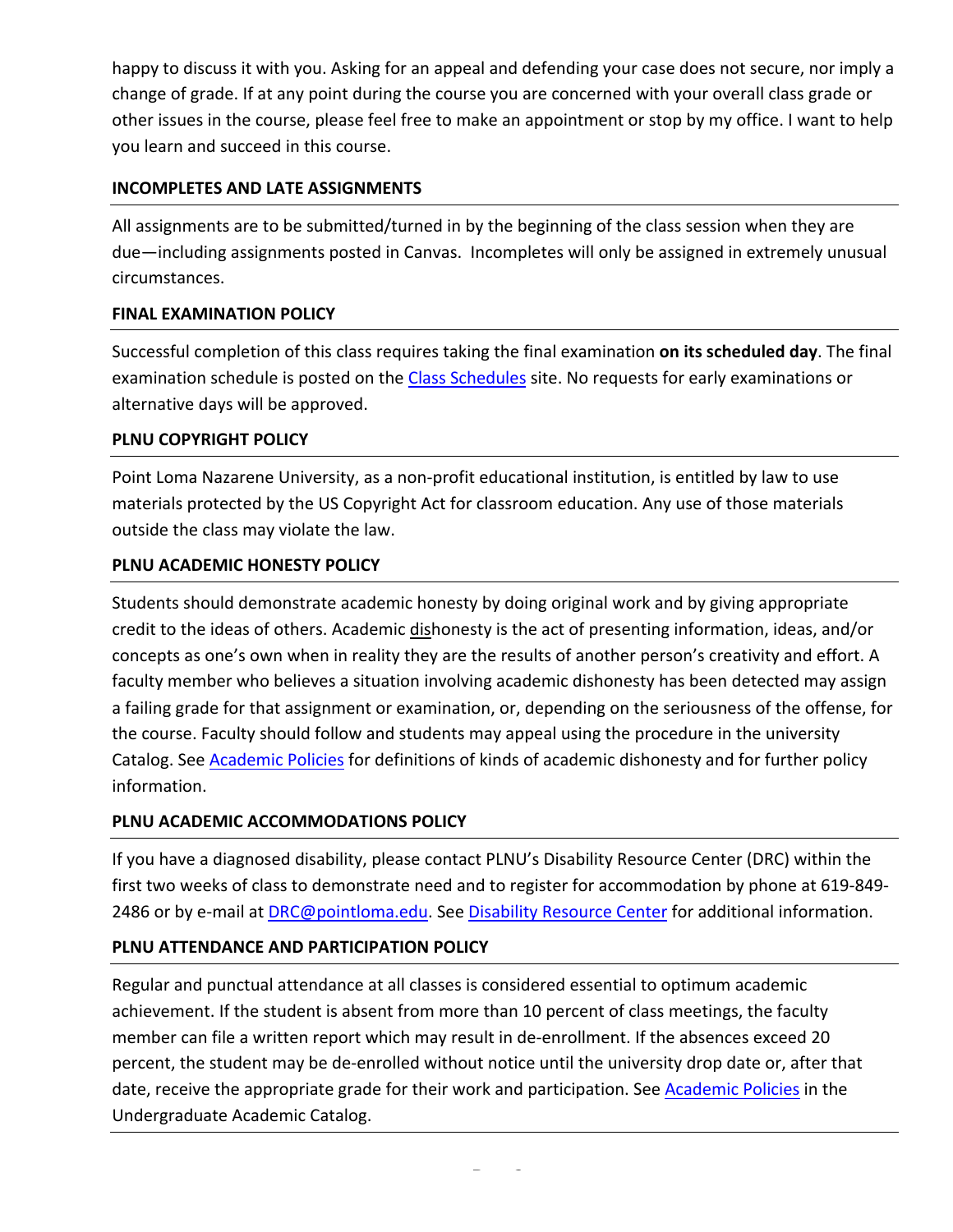happy to discuss it with you. Asking for an appeal and defending your case does not secure, nor imply a change of grade. If at any point during the course you are concerned with your overall class grade or other issues in the course, please feel free to make an appointment or stop by my office. I want to help you learn and succeed in this course.

### INCOMPLETES AND LATE ASSIGNMENTS

All assignments are to be submitted/turned in by the beginning of the class session when they are due—including assignments posted in Canvas. Incompletes will only be assigned in extremely unusual circumstances.

### FINAL EXAMINATION POLICY

Successful completion of this class requires taking the final examination **on its scheduled day**. The final examination schedule is posted on the Class Schedules site. No requests for early examinations or alternative days will be approved.

### PLNU COPYRIGHT POLICY

Point Loma Nazarene University, as a non-profit educational institution, is entitled by law to use materials protected by the US Copyright Act for classroom education. Any use of those materials outside the class may violate the law.

### PLNU ACADEMIC HONESTY POLICY

Students should demonstrate academic honesty by doing original work and by giving appropriate credit to the ideas of others. Academic dishonesty is the act of presenting information, ideas, and/or concepts as one's own when in reality they are the results of another person's creativity and effort. A faculty member who believes a situation involving academic dishonesty has been detected may assign a failing grade for that assignment or examination, or, depending on the seriousness of the offense, for the course. Faculty should follow and students may appeal using the procedure in the university Catalog. See Academic Policies for definitions of kinds of academic dishonesty and for further policy information.

### PLNU ACADEMIC ACCOMMODATIONS POLICY

If you have a diagnosed disability, please contact PLNU's Disability Resource Center (DRC) within the first two weeks of class to demonstrate need and to register for accommodation by phone at 619-849-2486 or by e-mail at DRC@pointloma.edu. See Disability Resource Center for additional information.

### PLNU ATTENDANCE AND PARTICIPATION POLICY

Regular and punctual attendance at all classes is considered essential to optimum academic achievement. If the student is absent from more than 10 percent of class meetings, the faculty member can file a written report which may result in de-enrollment. If the absences exceed 20 percent, the student may be de-enrolled without notice until the university drop date or, after that date, receive the appropriate grade for their work and participation. See Academic Policies in the Undergraduate Academic Catalog.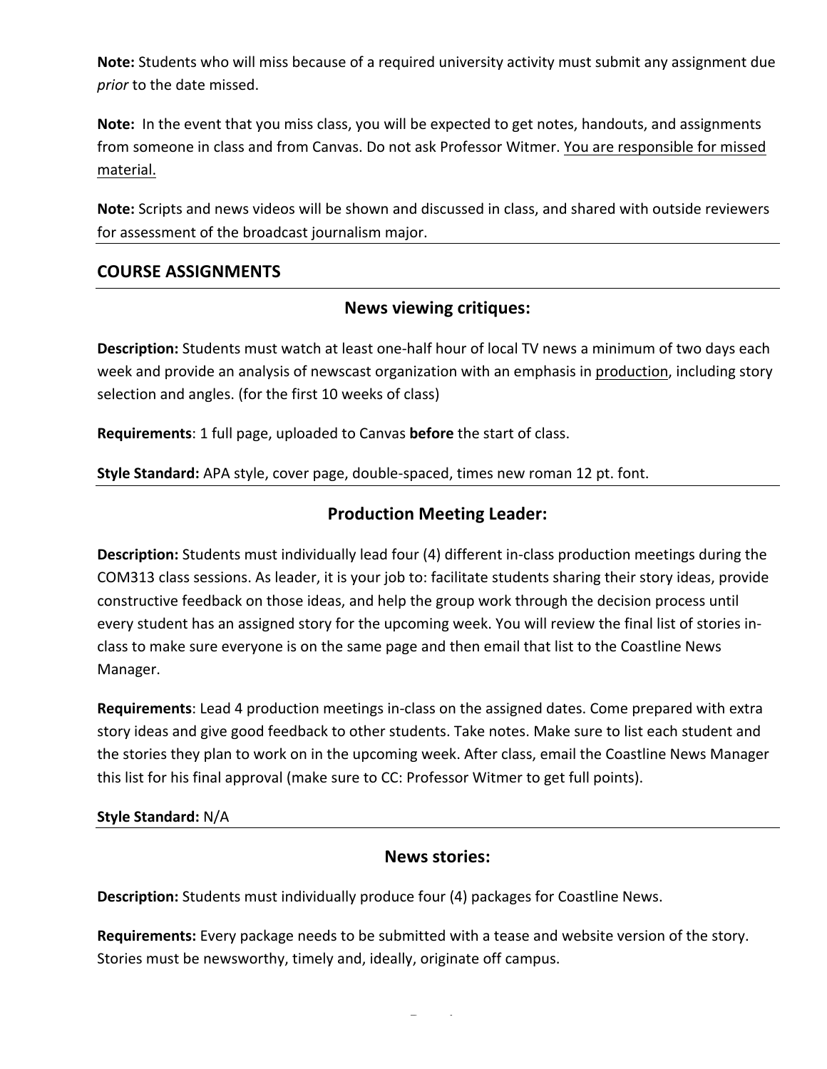**Note:** Students who will miss because of a required university activity must submit any assignment due *prior* to the date missed.

**Note:** In the event that you miss class, you will be expected to get notes, handouts, and assignments from someone in class and from Canvas. Do not ask Professor Witmer. <u>You are responsible for missed material.</u>

**Note:** Scripts and news videos will be shown and discussed in class, and shared with outside reviewers for assessment of the broadcast journalism major.

## COURSE ASSIGNMENTS

### News viewing critiques:

**Description:** Students must watch at least one-half hour of local TV news a minimum of two days each week and provide an analysis of newscast organization with an emphasis in <u>production</u>, including story selection and angles. (for the first 10 weeks of class)

**Requirements**: 1 full page, uploaded to Canvas **before** the start of class.

**Style Standard:** APA style, cover page, double-spaced, times new roman 12 pt. font.

### Production Meeting Leader:

**Description:** Students must individually lead four (4) different in-class production meetings during the COM313 class sessions. As leader, it is your job to: facilitate students sharing their story ideas, provide constructive feedback on those ideas, and help the group work through the decision process until every student has an assigned story for the upcoming week. You will review the final list of stories in-class to make sure everyone is on the same page and then email that list to the Coastline News Manager.

**Requirements**: Lead 4 production meetings in-class on the assigned dates. Come prepared with extra story ideas and give good feedback to other students. Take notes. Make sure to list each student and the stories they plan to work on in the upcoming week. After class, email the Coastline News Manager this list for his final approval (make sure to CC: Professor Witmer to get full points).

**Style Standard:** N/A

### News stories:

**Description:** Students must individually produce four (4) packages for Coastline News.

**Requirements:** Every package needs to be submitted with a tease and website version of the story. Stories must be newsworthy, timely and, ideally, originate off campus.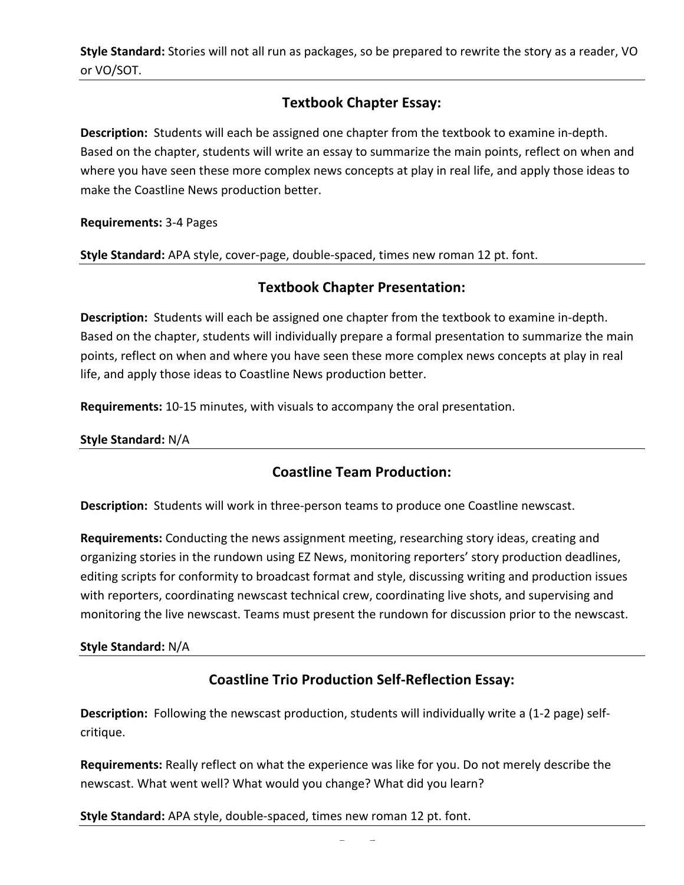**Style Standard:** Stories will not all run as packages, so be prepared to rewrite the story as a reader, VO or VO/SOT.

---

## Textbook Chapter Essay:

**Description:** Students will each be assigned one chapter from the textbook to examine in-depth. Based on the chapter, students will write an essay to summarize the main points, reflect on when and where you have seen these more complex news concepts at play in real life, and apply those ideas to make the Coastline News production better.

**Requirements:** 3-4 Pages

**Style Standard:** APA style, cover-page, double-spaced, times new roman 12 pt. font.

---

## Textbook Chapter Presentation:

**Description:** Students will each be assigned one chapter from the textbook to examine in-depth. Based on the chapter, students will individually prepare a formal presentation to summarize the main points, reflect on when and where you have seen these more complex news concepts at play in real life, and apply those ideas to Coastline News production better.

**Requirements:** 10-15 minutes, with visuals to accompany the oral presentation.

**Style Standard:** N/A

---

## Coastline Team Production:

**Description:** Students will work in three-person teams to produce one Coastline newscast.

**Requirements:** Conducting the news assignment meeting, researching story ideas, creating and organizing stories in the rundown using EZ News, monitoring reporters' story production deadlines, editing scripts for conformity to broadcast format and style, discussing writing and production issues with reporters, coordinating newscast technical crew, coordinating live shots, and supervising and monitoring the live newscast. Teams must present the rundown for discussion prior to the newscast.

**Style Standard:** N/A

---

## Coastline Trio Production Self-Reflection Essay:

**Description:** Following the newscast production, students will individually write a (1-2 page) self-critique.

**Requirements:** Really reflect on what the experience was like for you. Do not merely describe the newscast. What went well? What would you change? What did you learn?

**Style Standard:** APA style, double-spaced, times new roman 12 pt. font.

---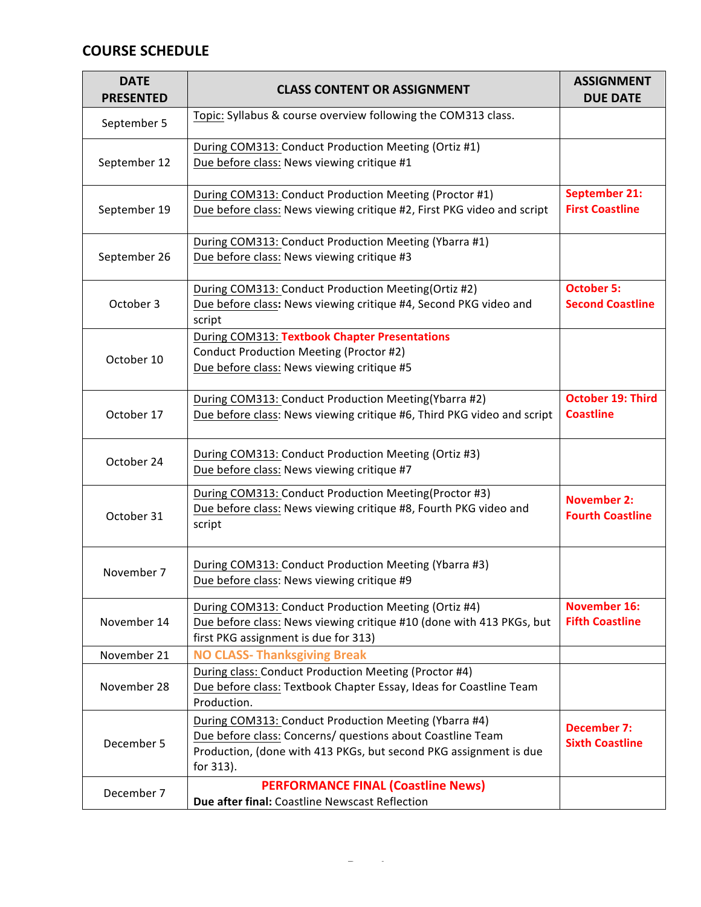## COURSE SCHEDULE

| DATE PRESENTED | CLASS CONTENT OR ASSIGNMENT | ASSIGNMENT DUE DATE |
|---|---|---|
| September 5 | Topic: Syllabus & course overview following the COM313 class. | |
| September 12 | During COM313: Conduct Production Meeting (Ortiz #1)<br>Due before class: News viewing critique #1 | |
| September 19 | During COM313: Conduct Production Meeting (Proctor #1)<br>Due before class: News viewing critique #2, First PKG video and script | **September 21: First Coastline** |
| September 26 | During COM313: Conduct Production Meeting (Ybarra #1)<br>Due before class: News viewing critique #3 | |
| October 3 | During COM313: Conduct Production Meeting(Ortiz #2)<br>Due before class**:** News viewing critique #4, Second PKG video and script | **October 5: Second Coastline** |
| October 10 | During COM313: **Textbook Chapter Presentations**<br>Conduct Production Meeting (Proctor #2)<br>Due before class: News viewing critique #5 | |
| October 17 | During COM313: Conduct Production Meeting(Ybarra #2)<br>Due before class: News viewing critique #6, Third PKG video and script | **October 19: Third Coastline** |
| October 24 | During COM313: Conduct Production Meeting (Ortiz #3)<br>Due before class: News viewing critique #7 | |
| October 31 | During COM313: Conduct Production Meeting(Proctor #3)<br>Due before class: News viewing critique #8, Fourth PKG video and script | **November 2: Fourth Coastline** |
| November 7 | During COM313: Conduct Production Meeting (Ybarra #3)<br>Due before class: News viewing critique #9 | |
| November 14 | During COM313: Conduct Production Meeting (Ortiz #4)<br>Due before class: News viewing critique #10 (done with 413 PKGs, but first PKG assignment is due for 313) | **November 16: Fifth Coastline** |
| November 21 | **NO CLASS- Thanksgiving Break** | |
| November 28 | During class: Conduct Production Meeting (Proctor #4)<br>Due before class: Textbook Chapter Essay, Ideas for Coastline Team Production. | |
| December 5 | During COM313: Conduct Production Meeting (Ybarra #4)<br>Due before class: Concerns/ questions about Coastline Team Production, (done with 413 PKGs, but second PKG assignment is due for 313). | **December 7: Sixth Coastline** |
| December 7 | **PERFORMANCE FINAL (Coastline News)**<br>**Due after final:** Coastline Newscast Reflection | |